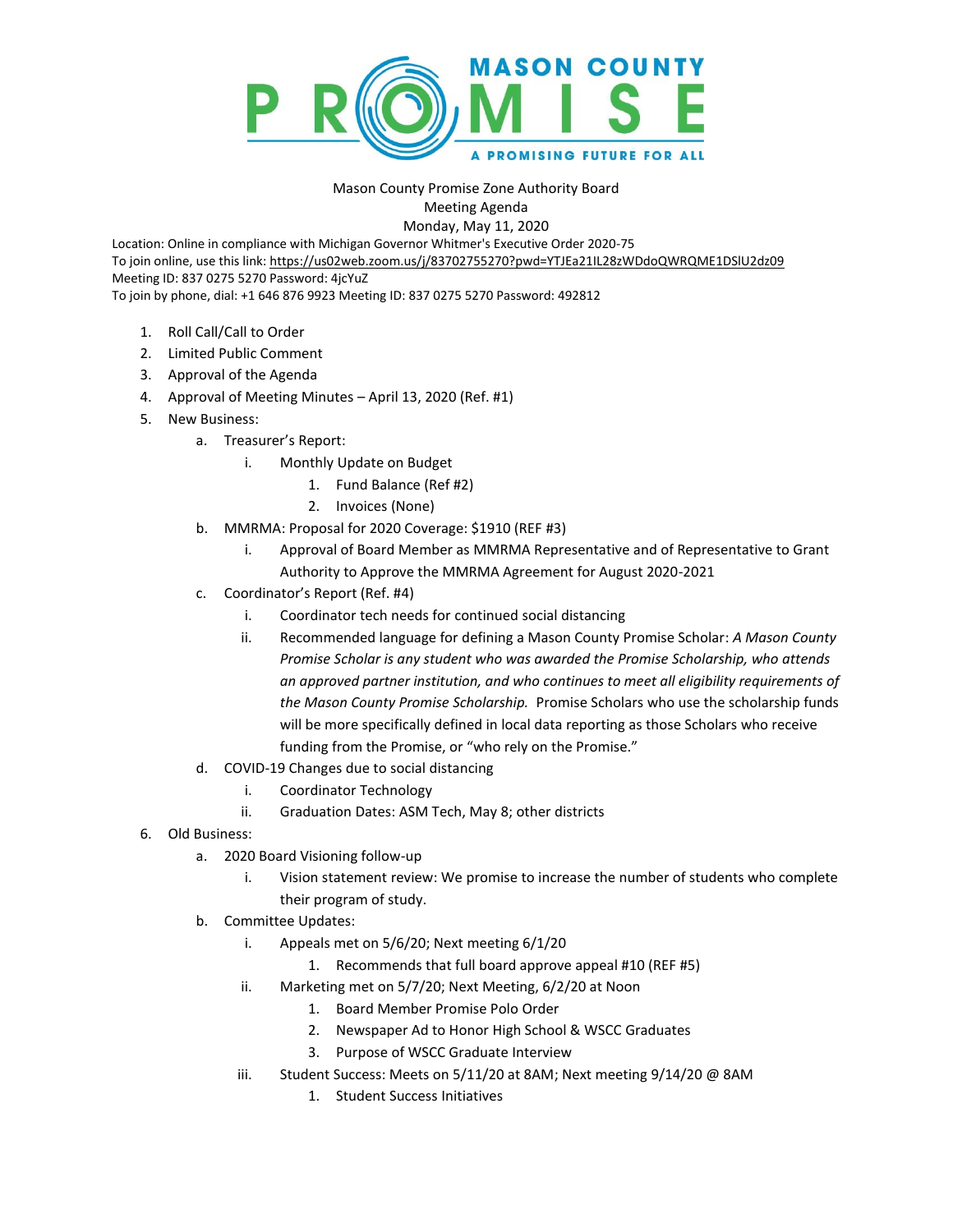# MASON COUNTY PROMISE

A PROMISING FUTURE FOR ALL

Mason County Promise Zone Authority Board
Meeting Agenda
Monday, May 11, 2020

Location: Online in compliance with Michigan Governor Whitmer's Executive Order 2020-75
To join online, use this link: https://us02web.zoom.us/j/83702755270?pwd=YTJEa21IL28zWDdoQWRQME1DSlU2dz09
Meeting ID: 837 0275 5270 Password: 4jcYuZ
To join by phone, dial: +1 646 876 9923 Meeting ID: 837 0275 5270 Password: 492812

1. Roll Call/Call to Order
2. Limited Public Comment
3. Approval of the Agenda
4. Approval of Meeting Minutes – April 13, 2020 (Ref. #1)
5. New Business:
   a. Treasurer's Report:
      i. Monthly Update on Budget
         1. Fund Balance (Ref #2)
         2. Invoices (None)
   b. MMRMA: Proposal for 2020 Coverage: $1910 (REF #3)
      i. Approval of Board Member as MMRMA Representative and of Representative to Grant Authority to Approve the MMRMA Agreement for August 2020-2021
   c. Coordinator's Report (Ref. #4)
      i. Coordinator tech needs for continued social distancing
      ii. Recommended language for defining a Mason County Promise Scholar: *A Mason County Promise Scholar is any student who was awarded the Promise Scholarship, who attends an approved partner institution, and who continues to meet all eligibility requirements of the Mason County Promise Scholarship.* Promise Scholars who use the scholarship funds will be more specifically defined in local data reporting as those Scholars who receive funding from the Promise, or "who rely on the Promise."
   d. COVID-19 Changes due to social distancing
      i. Coordinator Technology
      ii. Graduation Dates: ASM Tech, May 8; other districts
6. Old Business:
   a. 2020 Board Visioning follow-up
      i. Vision statement review: We promise to increase the number of students who complete their program of study.
   b. Committee Updates:
      i. Appeals met on 5/6/20; Next meeting 6/1/20
         1. Recommends that full board approve appeal #10 (REF #5)
      ii. Marketing met on 5/7/20; Next Meeting, 6/2/20 at Noon
         1. Board Member Promise Polo Order
         2. Newspaper Ad to Honor High School & WSCC Graduates
         3. Purpose of WSCC Graduate Interview
      iii. Student Success: Meets on 5/11/20 at 8AM; Next meeting 9/14/20 @ 8AM
         1. Student Success Initiatives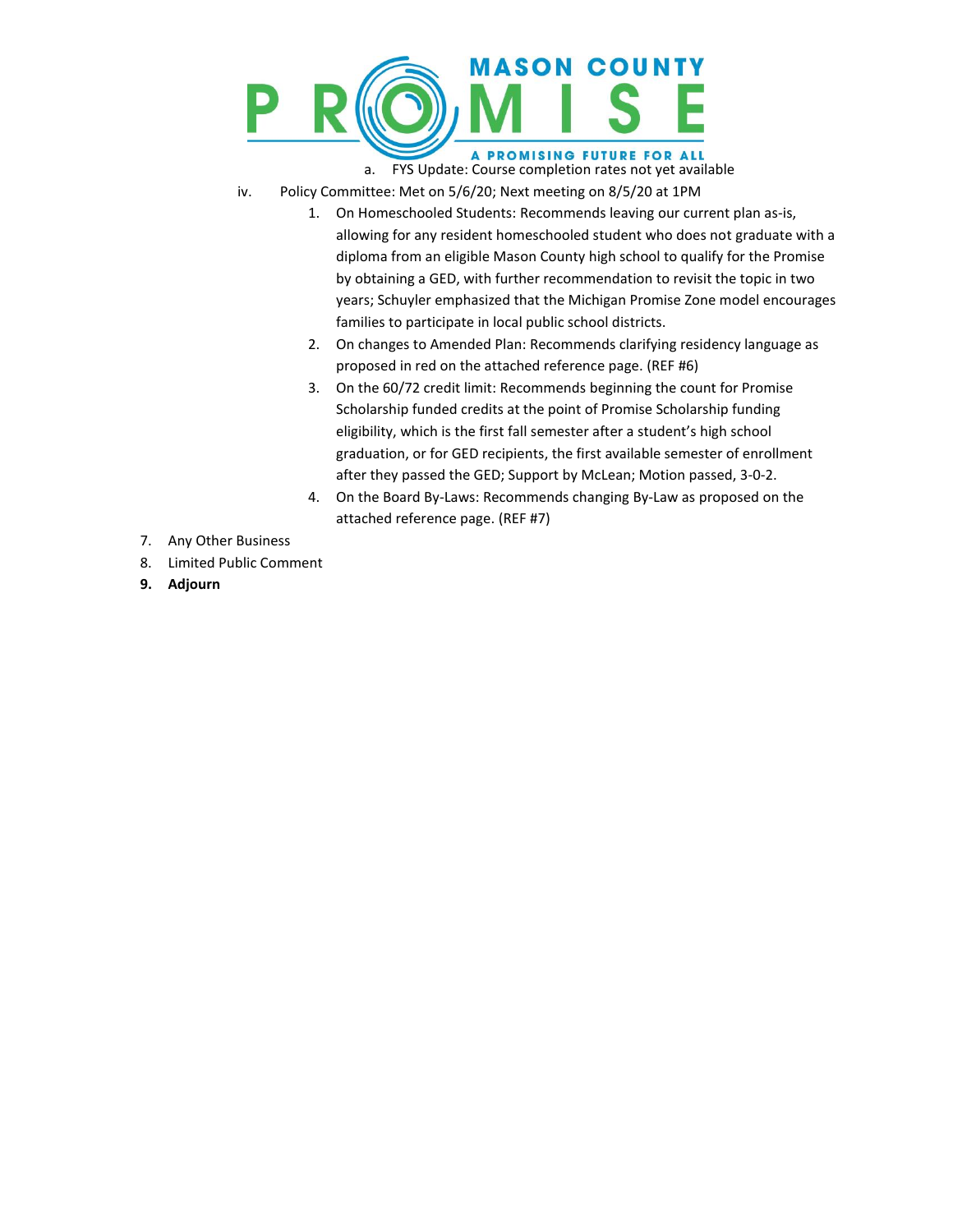a. FYS Update: Course completion rates not yet available

iv. Policy Committee: Met on 5/6/20; Next meeting on 8/5/20 at 1PM

1. On Homeschooled Students: Recommends leaving our current plan as-is, allowing for any resident homeschooled student who does not graduate with a diploma from an eligible Mason County high school to qualify for the Promise by obtaining a GED, with further recommendation to revisit the topic in two years; Schuyler emphasized that the Michigan Promise Zone model encourages families to participate in local public school districts.
2. On changes to Amended Plan: Recommends clarifying residency language as proposed in red on the attached reference page. (REF #6)
3. On the 60/72 credit limit: Recommends beginning the count for Promise Scholarship funded credits at the point of Promise Scholarship funding eligibility, which is the first fall semester after a student's high school graduation, or for GED recipients, the first available semester of enrollment after they passed the GED; Support by McLean; Motion passed, 3-0-2.
4. On the Board By-Laws: Recommends changing By-Law as proposed on the attached reference page. (REF #7)

7. Any Other Business
8. Limited Public Comment
9. **Adjourn**